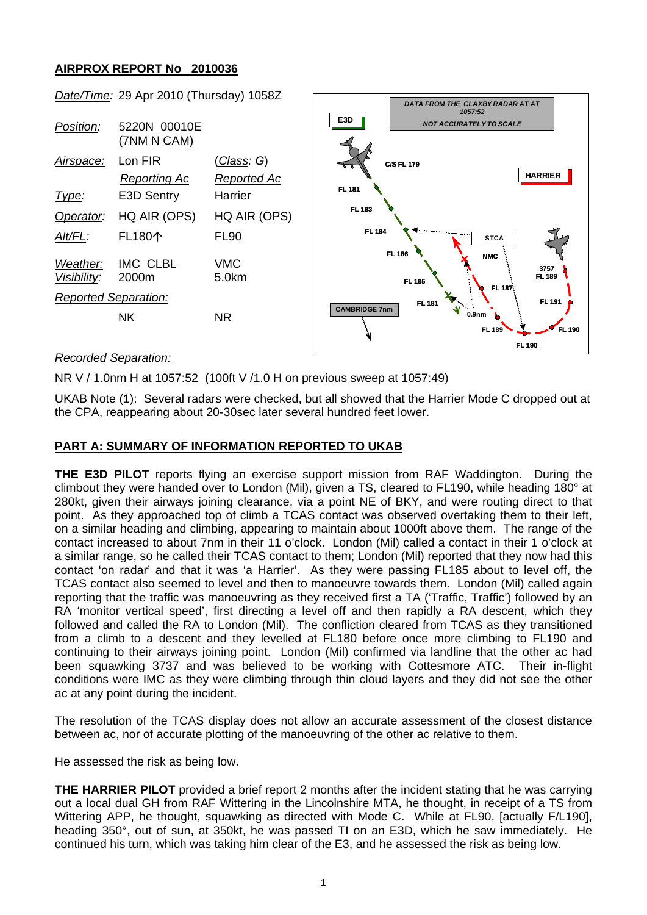## AIRPROX REPORT No 2010036

| | | |
|---|---|---|
| *Date/Time:* | 29 Apr 2010 (Thursday) 1058Z | |
| *Position:* | 5220N 00010E (7NM N CAM) | |
| *Airspace:* | Lon FIR | (*Class: G*) |
| | *Reporting Ac* | *Reported Ac* |
| *Type:* | E3D Sentry | Harrier |
| *Operator:* | HQ AIR (OPS) | HQ AIR (OPS) |
| *Alt/FL:* | FL180↑ | FL90 |
| *Weather:* | IMC CLBL | VMC |
| *Visibility:* | 2000m | 5.0km |
| *Reported Separation:* | | |
| | NK | NR |

*Recorded Separation:*

NR V / 1.0nm H at 1057:52 (100ft V /1.0 H on previous sweep at 1057:49)

UKAB Note (1): Several radars were checked, but all showed that the Harrier Mode C dropped out at the CPA, reappearing about 20-30sec later several hundred feet lower.

## PART A: SUMMARY OF INFORMATION REPORTED TO UKAB

**THE E3D PILOT** reports flying an exercise support mission from RAF Waddington. During the climbout they were handed over to London (Mil), given a TS, cleared to FL190, while heading 180° at 280kt, given their airways joining clearance, via a point NE of BKY, and were routing direct to that point. As they approached top of climb a TCAS contact was observed overtaking them to their left, on a similar heading and climbing, appearing to maintain about 1000ft above them. The range of the contact increased to about 7nm in their 11 o'clock. London (Mil) called a contact in their 1 o'clock at a similar range, so he called their TCAS contact to them; London (Mil) reported that they now had this contact 'on radar' and that it was 'a Harrier'. As they were passing FL185 about to level off, the TCAS contact also seemed to level and then to manoeuvre towards them. London (Mil) called again reporting that the traffic was manoeuvring as they received first a TA ('Traffic, Traffic') followed by an RA 'monitor vertical speed', first directing a level off and then rapidly a RA descent, which they followed and called the RA to London (Mil). The confliction cleared from TCAS as they transitioned from a climb to a descent and they levelled at FL180 before once more climbing to FL190 and continuing to their airways joining point. London (Mil) confirmed via landline that the other ac had been squawking 3737 and was believed to be working with Cottesmore ATC. Their in-flight conditions were IMC as they were climbing through thin cloud layers and they did not see the other ac at any point during the incident.

The resolution of the TCAS display does not allow an accurate assessment of the closest distance between ac, nor of accurate plotting of the manoeuvring of the other ac relative to them.

He assessed the risk as being low.

**THE HARRIER PILOT** provided a brief report 2 months after the incident stating that he was carrying out a local dual GH from RAF Wittering in the Lincolnshire MTA, he thought, in receipt of a TS from Wittering APP, he thought, squawking as directed with Mode C. While at FL90, [actually F/L190], heading 350°, out of sun, at 350kt, he was passed TI on an E3D, which he saw immediately. He continued his turn, which was taking him clear of the E3, and he assessed the risk as being low.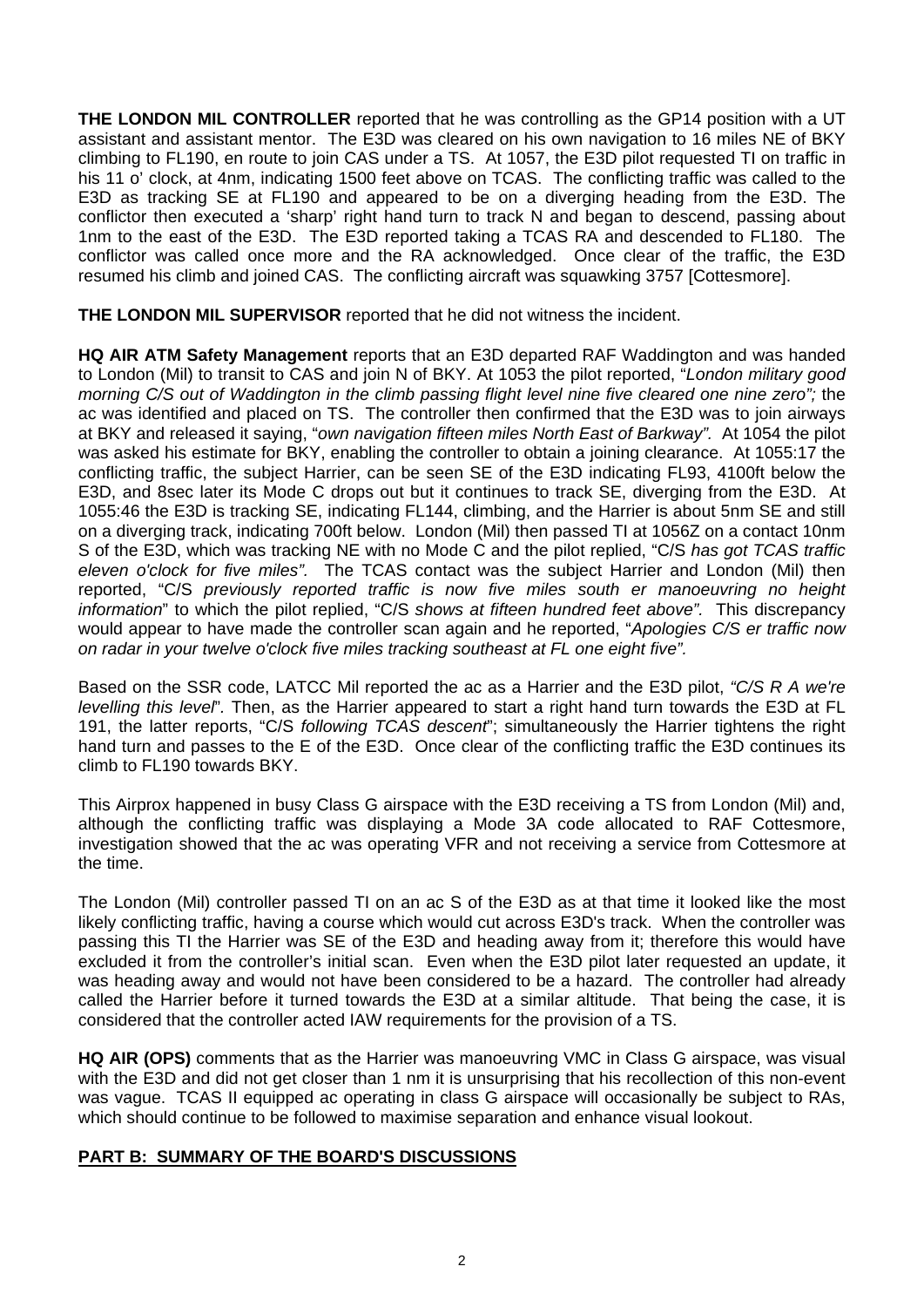**THE LONDON MIL CONTROLLER** reported that he was controlling as the GP14 position with a UT assistant and assistant mentor. The E3D was cleared on his own navigation to 16 miles NE of BKY climbing to FL190, en route to join CAS under a TS. At 1057, the E3D pilot requested TI on traffic in his 11 o' clock, at 4nm, indicating 1500 feet above on TCAS. The conflicting traffic was called to the E3D as tracking SE at FL190 and appeared to be on a diverging heading from the E3D. The conflictor then executed a 'sharp' right hand turn to track N and began to descend, passing about 1nm to the east of the E3D. The E3D reported taking a TCAS RA and descended to FL180. The conflictor was called once more and the RA acknowledged. Once clear of the traffic, the E3D resumed his climb and joined CAS. The conflicting aircraft was squawking 3757 [Cottesmore].

**THE LONDON MIL SUPERVISOR** reported that he did not witness the incident.

**HQ AIR ATM Safety Management** reports that an E3D departed RAF Waddington and was handed to London (Mil) to transit to CAS and join N of BKY. At 1053 the pilot reported, "*London military good morning C/S out of Waddington in the climb passing flight level nine five cleared one nine zero";* the ac was identified and placed on TS. The controller then confirmed that the E3D was to join airways at BKY and released it saying, "*own navigation fifteen miles North East of Barkway".* At 1054 the pilot was asked his estimate for BKY, enabling the controller to obtain a joining clearance. At 1055:17 the conflicting traffic, the subject Harrier, can be seen SE of the E3D indicating FL93, 4100ft below the E3D, and 8sec later its Mode C drops out but it continues to track SE, diverging from the E3D. At 1055:46 the E3D is tracking SE, indicating FL144, climbing, and the Harrier is about 5nm SE and still on a diverging track, indicating 700ft below. London (Mil) then passed TI at 1056Z on a contact 10nm S of the E3D, which was tracking NE with no Mode C and the pilot replied, "C/S *has got TCAS traffic eleven o'clock for five miles".* The TCAS contact was the subject Harrier and London (Mil) then reported, "C/S *previously reported traffic is now five miles south er manoeuvring no height information*" to which the pilot replied, "C/S *shows at fifteen hundred feet above".* This discrepancy would appear to have made the controller scan again and he reported, "*Apologies C/S er traffic now on radar in your twelve o'clock five miles tracking southeast at FL one eight five".*

Based on the SSR code, LATCC Mil reported the ac as a Harrier and the E3D pilot, *"C/S R A we're levelling this level*". Then, as the Harrier appeared to start a right hand turn towards the E3D at FL 191, the latter reports, "C/S *following TCAS descent*"; simultaneously the Harrier tightens the right hand turn and passes to the E of the E3D. Once clear of the conflicting traffic the E3D continues its climb to FL190 towards BKY.

This Airprox happened in busy Class G airspace with the E3D receiving a TS from London (Mil) and, although the conflicting traffic was displaying a Mode 3A code allocated to RAF Cottesmore, investigation showed that the ac was operating VFR and not receiving a service from Cottesmore at the time.

The London (Mil) controller passed TI on an ac S of the E3D as at that time it looked like the most likely conflicting traffic, having a course which would cut across E3D's track. When the controller was passing this TI the Harrier was SE of the E3D and heading away from it; therefore this would have excluded it from the controller's initial scan. Even when the E3D pilot later requested an update, it was heading away and would not have been considered to be a hazard. The controller had already called the Harrier before it turned towards the E3D at a similar altitude. That being the case, it is considered that the controller acted IAW requirements for the provision of a TS.

**HQ AIR (OPS)** comments that as the Harrier was manoeuvring VMC in Class G airspace, was visual with the E3D and did not get closer than 1 nm it is unsurprising that his recollection of this non-event was vague. TCAS II equipped ac operating in class G airspace will occasionally be subject to RAs, which should continue to be followed to maximise separation and enhance visual lookout.

## PART B: SUMMARY OF THE BOARD'S DISCUSSIONS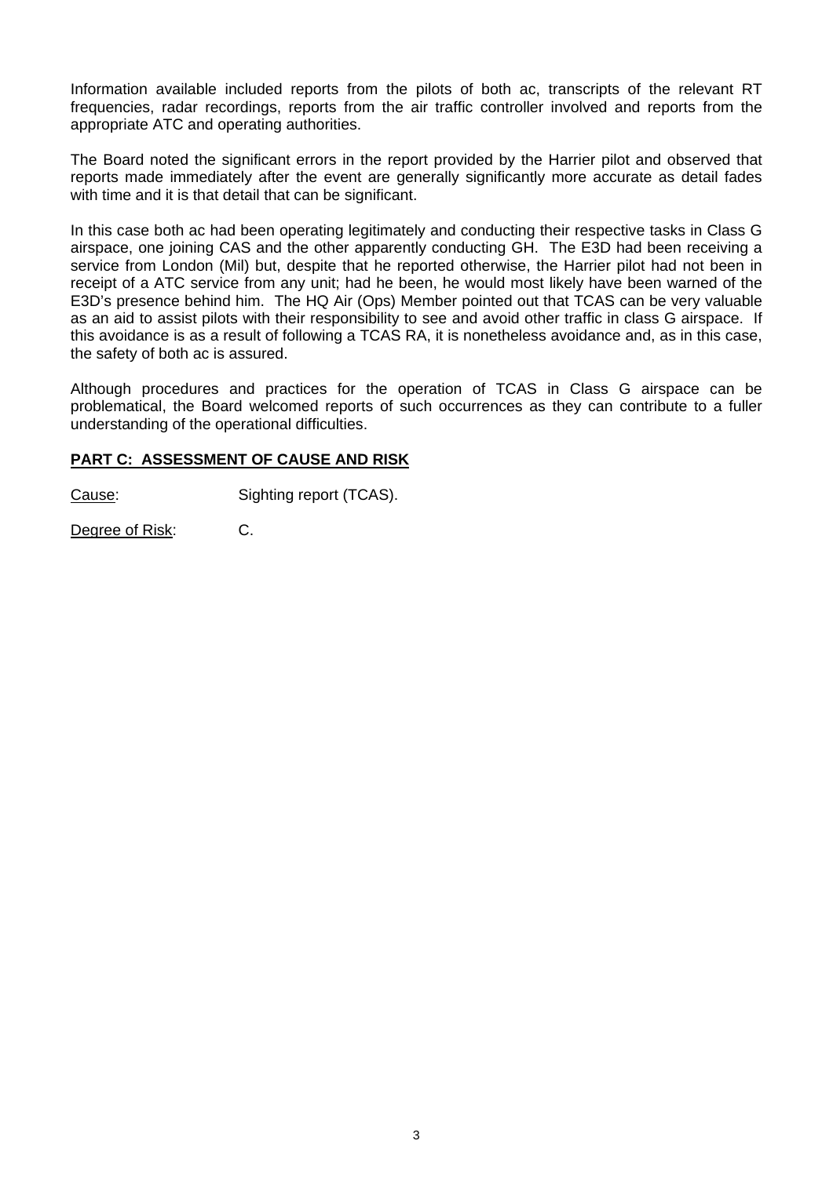Information available included reports from the pilots of both ac, transcripts of the relevant RT frequencies, radar recordings, reports from the air traffic controller involved and reports from the appropriate ATC and operating authorities.

The Board noted the significant errors in the report provided by the Harrier pilot and observed that reports made immediately after the event are generally significantly more accurate as detail fades with time and it is that detail that can be significant.

In this case both ac had been operating legitimately and conducting their respective tasks in Class G airspace, one joining CAS and the other apparently conducting GH. The E3D had been receiving a service from London (Mil) but, despite that he reported otherwise, the Harrier pilot had not been in receipt of a ATC service from any unit; had he been, he would most likely have been warned of the E3D's presence behind him. The HQ Air (Ops) Member pointed out that TCAS can be very valuable as an aid to assist pilots with their responsibility to see and avoid other traffic in class G airspace. If this avoidance is as a result of following a TCAS RA, it is nonetheless avoidance and, as in this case, the safety of both ac is assured.

Although procedures and practices for the operation of TCAS in Class G airspace can be problematical, the Board welcomed reports of such occurrences as they can contribute to a fuller understanding of the operational difficulties.

**PART C: ASSESSMENT OF CAUSE AND RISK**

Cause: Sighting report (TCAS).

Degree of Risk: C.